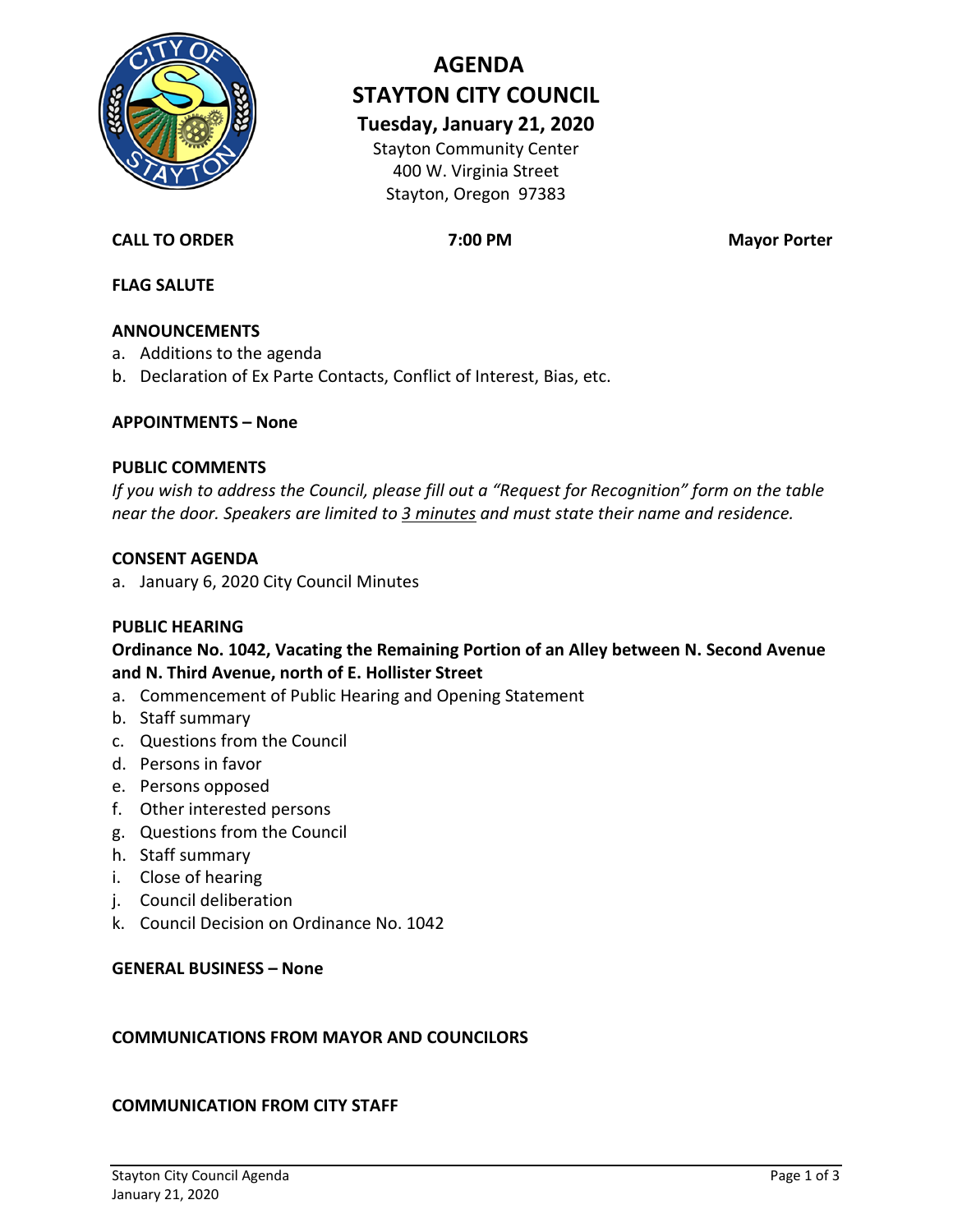# AGENDA
# STAYTON CITY COUNCIL
## Tuesday, January 21, 2020

Stayton Community Center
400 W. Virginia Street
Stayton, Oregon 97383

**CALL TO ORDER** **7:00 PM** **Mayor Porter**

**FLAG SALUTE**

**ANNOUNCEMENTS**

a. Additions to the agenda
b. Declaration of Ex Parte Contacts, Conflict of Interest, Bias, etc.

**APPOINTMENTS – None**

**PUBLIC COMMENTS**

*If you wish to address the Council, please fill out a "Request for Recognition" form on the table near the door. Speakers are limited to 3 minutes and must state their name and residence.*

**CONSENT AGENDA**

a. January 6, 2020 City Council Minutes

**PUBLIC HEARING**

**Ordinance No. 1042, Vacating the Remaining Portion of an Alley between N. Second Avenue and N. Third Avenue, north of E. Hollister Street**

a. Commencement of Public Hearing and Opening Statement
b. Staff summary
c. Questions from the Council
d. Persons in favor
e. Persons opposed
f. Other interested persons
g. Questions from the Council
h. Staff summary
i. Close of hearing
j. Council deliberation
k. Council Decision on Ordinance No. 1042

**GENERAL BUSINESS – None**

**COMMUNICATIONS FROM MAYOR AND COUNCILORS**

**COMMUNICATION FROM CITY STAFF**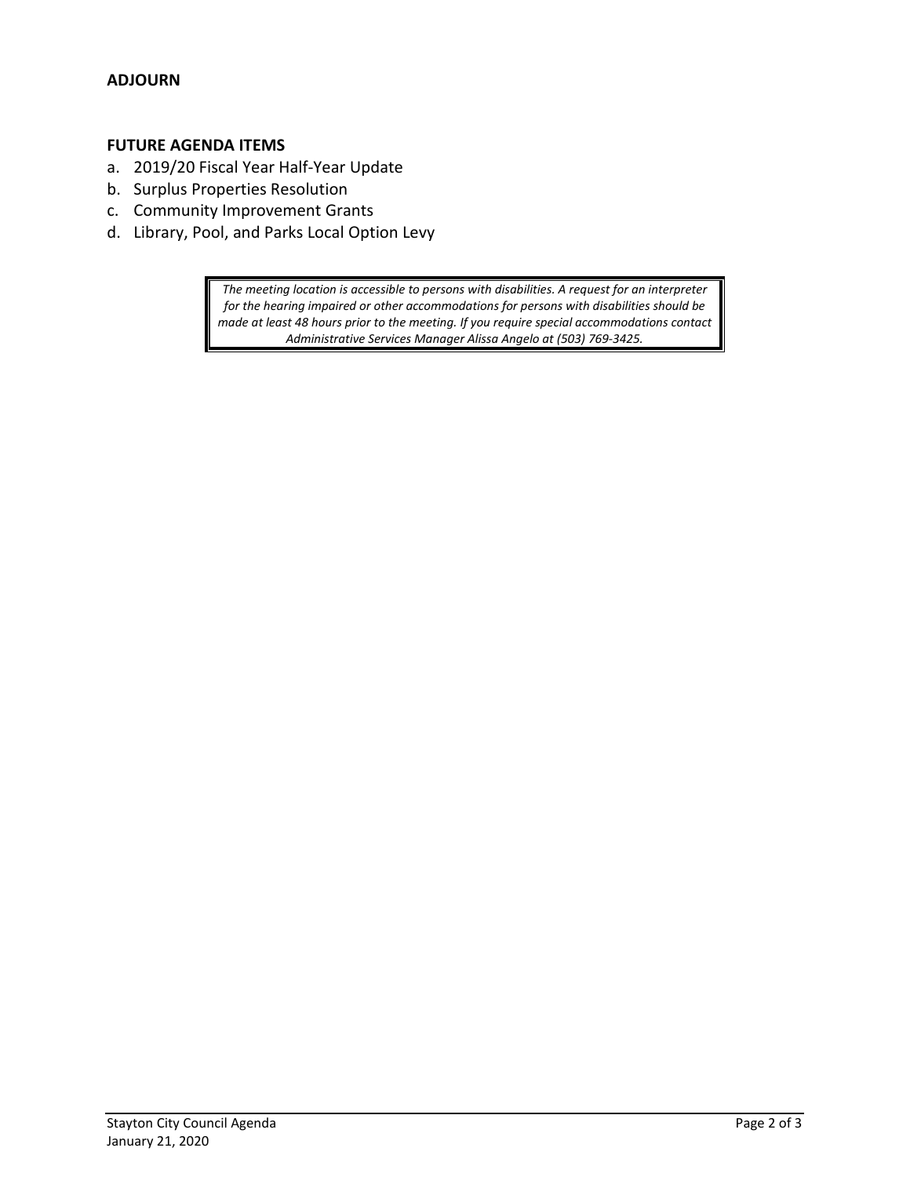**ADJOURN**

**FUTURE AGENDA ITEMS**

a. 2019/20 Fiscal Year Half-Year Update
b. Surplus Properties Resolution
c. Community Improvement Grants
d. Library, Pool, and Parks Local Option Levy

*The meeting location is accessible to persons with disabilities. A request for an interpreter for the hearing impaired or other accommodations for persons with disabilities should be made at least 48 hours prior to the meeting. If you require special accommodations contact Administrative Services Manager Alissa Angelo at (503) 769-3425.*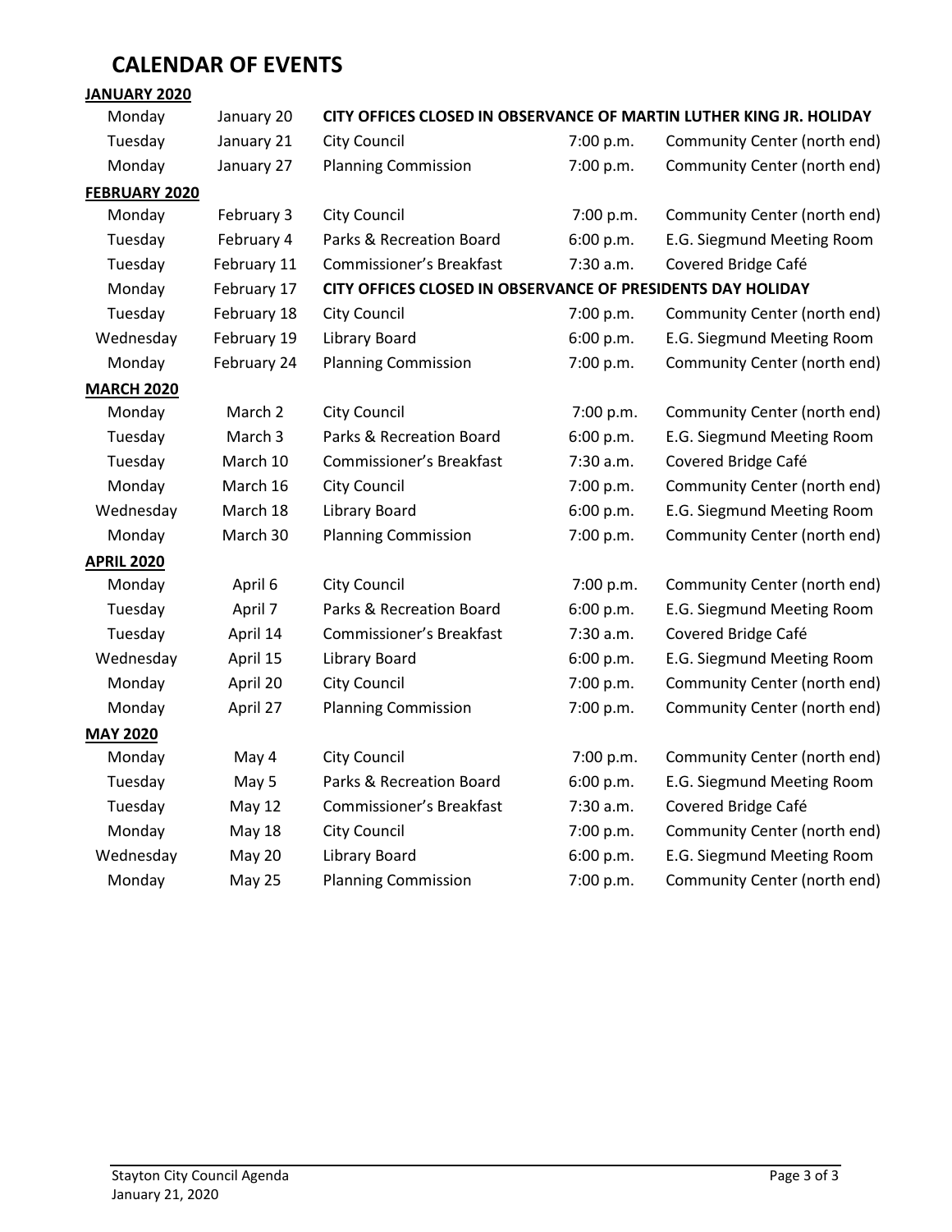# CALENDAR OF EVENTS

**JANUARY 2020**

| | | | | |
|---|---|---|---|---|
| Monday | January 20 | **CITY OFFICES CLOSED IN OBSERVANCE OF MARTIN LUTHER KING JR. HOLIDAY** | | |
| Tuesday | January 21 | City Council | 7:00 p.m. | Community Center (north end) |
| Monday | January 27 | Planning Commission | 7:00 p.m. | Community Center (north end) |

**FEBRUARY 2020**

| | | | | |
|---|---|---|---|---|
| Monday | February 3 | City Council | 7:00 p.m. | Community Center (north end) |
| Tuesday | February 4 | Parks & Recreation Board | 6:00 p.m. | E.G. Siegmund Meeting Room |
| Tuesday | February 11 | Commissioner's Breakfast | 7:30 a.m. | Covered Bridge Café |
| Monday | February 17 | **CITY OFFICES CLOSED IN OBSERVANCE OF PRESIDENTS DAY HOLIDAY** | | |
| Tuesday | February 18 | City Council | 7:00 p.m. | Community Center (north end) |
| Wednesday | February 19 | Library Board | 6:00 p.m. | E.G. Siegmund Meeting Room |
| Monday | February 24 | Planning Commission | 7:00 p.m. | Community Center (north end) |

**MARCH 2020**

| | | | | |
|---|---|---|---|---|
| Monday | March 2 | City Council | 7:00 p.m. | Community Center (north end) |
| Tuesday | March 3 | Parks & Recreation Board | 6:00 p.m. | E.G. Siegmund Meeting Room |
| Tuesday | March 10 | Commissioner's Breakfast | 7:30 a.m. | Covered Bridge Café |
| Monday | March 16 | City Council | 7:00 p.m. | Community Center (north end) |
| Wednesday | March 18 | Library Board | 6:00 p.m. | E.G. Siegmund Meeting Room |
| Monday | March 30 | Planning Commission | 7:00 p.m. | Community Center (north end) |

**APRIL 2020**

| | | | | |
|---|---|---|---|---|
| Monday | April 6 | City Council | 7:00 p.m. | Community Center (north end) |
| Tuesday | April 7 | Parks & Recreation Board | 6:00 p.m. | E.G. Siegmund Meeting Room |
| Tuesday | April 14 | Commissioner's Breakfast | 7:30 a.m. | Covered Bridge Café |
| Wednesday | April 15 | Library Board | 6:00 p.m. | E.G. Siegmund Meeting Room |
| Monday | April 20 | City Council | 7:00 p.m. | Community Center (north end) |
| Monday | April 27 | Planning Commission | 7:00 p.m. | Community Center (north end) |

**MAY 2020**

| | | | | |
|---|---|---|---|---|
| Monday | May 4 | City Council | 7:00 p.m. | Community Center (north end) |
| Tuesday | May 5 | Parks & Recreation Board | 6:00 p.m. | E.G. Siegmund Meeting Room |
| Tuesday | May 12 | Commissioner's Breakfast | 7:30 a.m. | Covered Bridge Café |
| Monday | May 18 | City Council | 7:00 p.m. | Community Center (north end) |
| Wednesday | May 20 | Library Board | 6:00 p.m. | E.G. Siegmund Meeting Room |
| Monday | May 25 | Planning Commission | 7:00 p.m. | Community Center (north end) |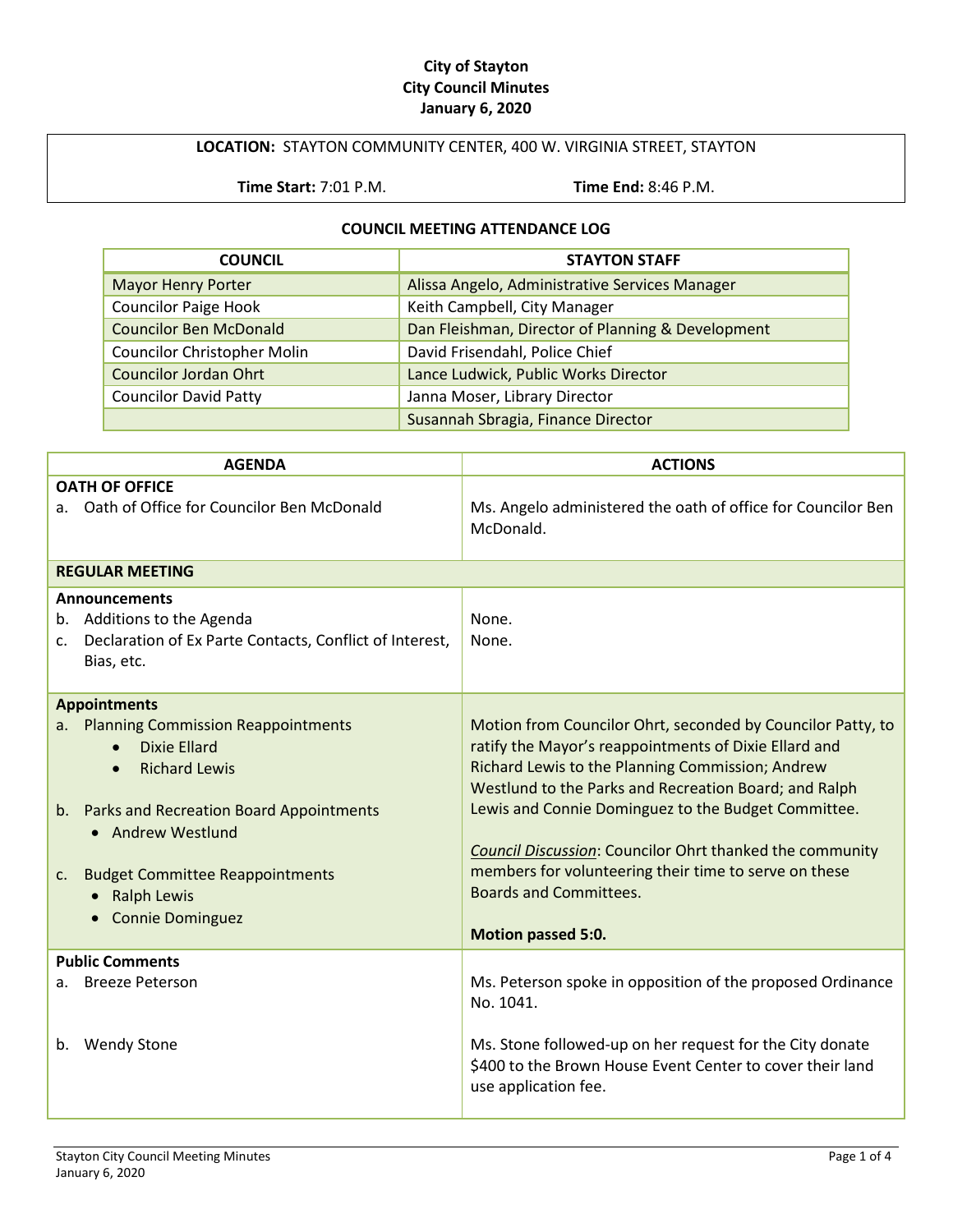**City of Stayton**
**City Council Minutes**
**January 6, 2020**

| **LOCATION:** STAYTON COMMUNITY CENTER, 400 W. VIRGINIA STREET, STAYTON | |
|---|---|
| **Time Start:** 7:01 P.M. | **Time End:** 8:46 P.M. |

**COUNCIL MEETING ATTENDANCE LOG**

| COUNCIL | STAYTON STAFF |
|---|---|
| Mayor Henry Porter | Alissa Angelo, Administrative Services Manager |
| Councilor Paige Hook | Keith Campbell, City Manager |
| Councilor Ben McDonald | Dan Fleishman, Director of Planning & Development |
| Councilor Christopher Molin | David Frisendahl, Police Chief |
| Councilor Jordan Ohrt | Lance Ludwick, Public Works Director |
| Councilor David Patty | Janna Moser, Library Director |
| | Susannah Sbragia, Finance Director |

| AGENDA | ACTIONS |
|---|---|
| **OATH OF OFFICE**<br>a. Oath of Office for Councilor Ben McDonald | Ms. Angelo administered the oath of office for Councilor Ben McDonald. |
| **REGULAR MEETING** | |
| **Announcements**<br>b. Additions to the Agenda<br>c. Declaration of Ex Parte Contacts, Conflict of Interest, Bias, etc. | <br>None.<br>None. |
| **Appointments**<br>a. Planning Commission Reappointments<br>• Dixie Ellard<br>• Richard Lewis<br>b. Parks and Recreation Board Appointments<br>• Andrew Westlund<br>c. Budget Committee Reappointments<br>• Ralph Lewis<br>• Connie Dominguez | Motion from Councilor Ohrt, seconded by Councilor Patty, to ratify the Mayor's reappointments of Dixie Ellard and Richard Lewis to the Planning Commission; Andrew Westlund to the Parks and Recreation Board; and Ralph Lewis and Connie Dominguez to the Budget Committee.<br><br>*Council Discussion*: Councilor Ohrt thanked the community members for volunteering their time to serve on these Boards and Committees.<br><br>**Motion passed 5:0.** |
| **Public Comments**<br>a. Breeze Peterson<br><br>b. Wendy Stone | <br>Ms. Peterson spoke in opposition of the proposed Ordinance No. 1041.<br><br>Ms. Stone followed-up on her request for the City donate $400 to the Brown House Event Center to cover their land use application fee. |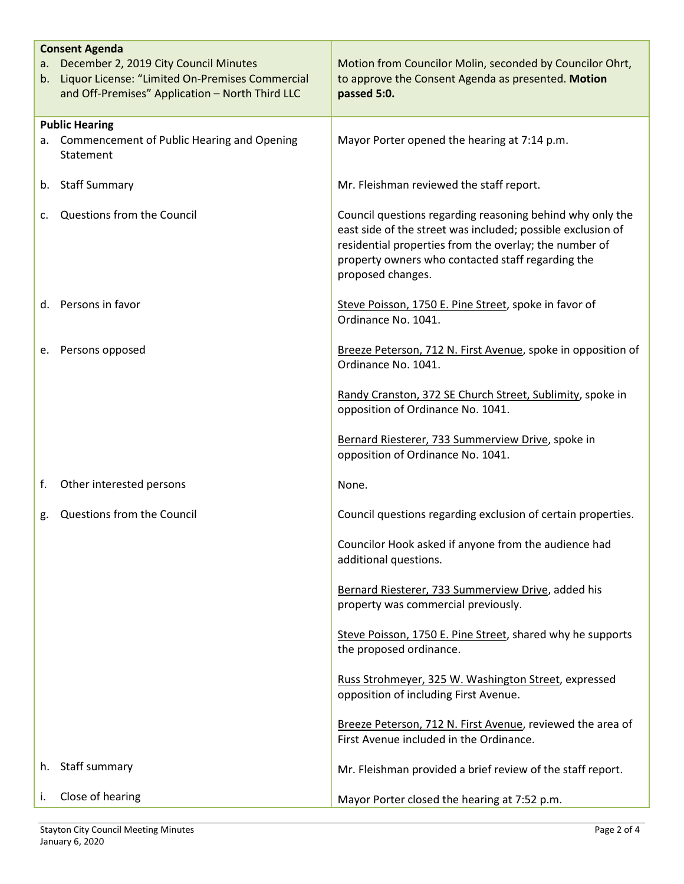| **Consent Agenda**<br>a. December 2, 2019 City Council Minutes<br>b. Liquor License: "Limited On-Premises Commercial and Off-Premises" Application – North Third LLC | Motion from Councilor Molin, seconded by Councilor Ohrt, to approve the Consent Agenda as presented. **Motion passed 5:0.** |
|---|---|
| **Public Hearing**<br>a. Commencement of Public Hearing and Opening Statement | Mayor Porter opened the hearing at 7:14 p.m. |
| b. Staff Summary | Mr. Fleishman reviewed the staff report. |
| c. Questions from the Council | Council questions regarding reasoning behind why only the east side of the street was included; possible exclusion of residential properties from the overlay; the number of property owners who contacted staff regarding the proposed changes. |
| d. Persons in favor | Steve Poisson, 1750 E. Pine Street, spoke in favor of Ordinance No. 1041. |
| e. Persons opposed | Breeze Peterson, 712 N. First Avenue, spoke in opposition of Ordinance No. 1041.<br><br>Randy Cranston, 372 SE Church Street, Sublimity, spoke in opposition of Ordinance No. 1041.<br><br>Bernard Riesterer, 733 Summerview Drive, spoke in opposition of Ordinance No. 1041. |
| f. Other interested persons | None. |
| g. Questions from the Council | Council questions regarding exclusion of certain properties.<br><br>Councilor Hook asked if anyone from the audience had additional questions.<br><br>Bernard Riesterer, 733 Summerview Drive, added his property was commercial previously.<br><br>Steve Poisson, 1750 E. Pine Street, shared why he supports the proposed ordinance.<br><br>Russ Strohmeyer, 325 W. Washington Street, expressed opposition of including First Avenue.<br><br>Breeze Peterson, 712 N. First Avenue, reviewed the area of First Avenue included in the Ordinance. |
| h. Staff summary | Mr. Fleishman provided a brief review of the staff report. |
| i. Close of hearing | Mayor Porter closed the hearing at 7:52 p.m. |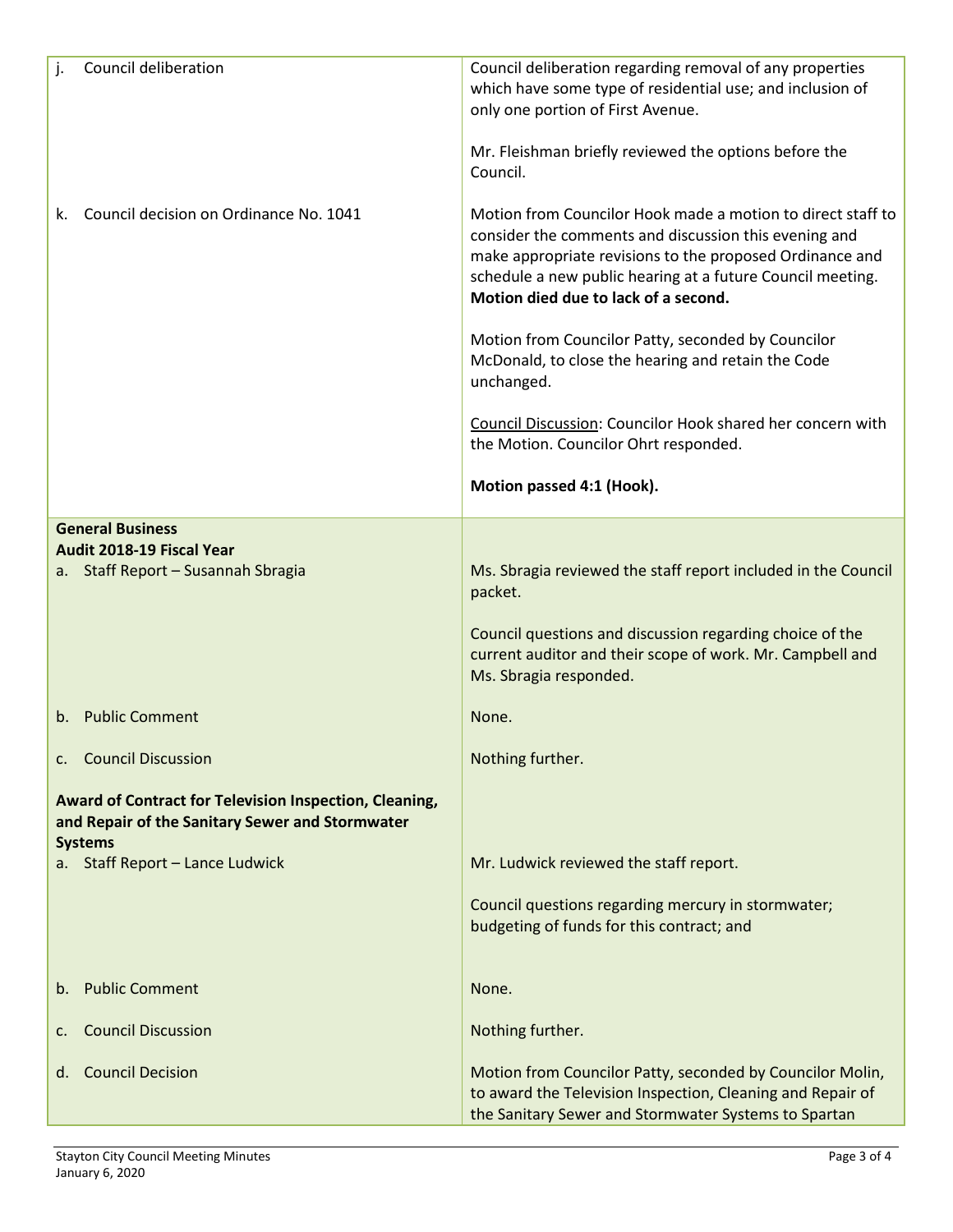| | |
|---|---|
| j. Council deliberation | Council deliberation regarding removal of any properties which have some type of residential use; and inclusion of only one portion of First Avenue.<br><br>Mr. Fleishman briefly reviewed the options before the Council. |
| k. Council decision on Ordinance No. 1041 | Motion from Councilor Hook made a motion to direct staff to consider the comments and discussion this evening and make appropriate revisions to the proposed Ordinance and schedule a new public hearing at a future Council meeting. **Motion died due to lack of a second.**<br><br>Motion from Councilor Patty, seconded by Councilor McDonald, to close the hearing and retain the Code unchanged.<br><br>Council Discussion: Councilor Hook shared her concern with the Motion. Councilor Ohrt responded.<br><br>**Motion passed 4:1 (Hook).** |
| **General Business** | |
| **Audit 2018-19 Fiscal Year** | |
| a. Staff Report – Susannah Sbragia | Ms. Sbragia reviewed the staff report included in the Council packet.<br><br>Council questions and discussion regarding choice of the current auditor and their scope of work. Mr. Campbell and Ms. Sbragia responded. |
| b. Public Comment | None. |
| c. Council Discussion | Nothing further. |
| **Award of Contract for Television Inspection, Cleaning, and Repair of the Sanitary Sewer and Stormwater Systems** | |
| a. Staff Report – Lance Ludwick | Mr. Ludwick reviewed the staff report.<br><br>Council questions regarding mercury in stormwater; budgeting of funds for this contract; and |
| b. Public Comment | None. |
| c. Council Discussion | Nothing further. |
| d. Council Decision | Motion from Councilor Patty, seconded by Councilor Molin, to award the Television Inspection, Cleaning and Repair of the Sanitary Sewer and Stormwater Systems to Spartan |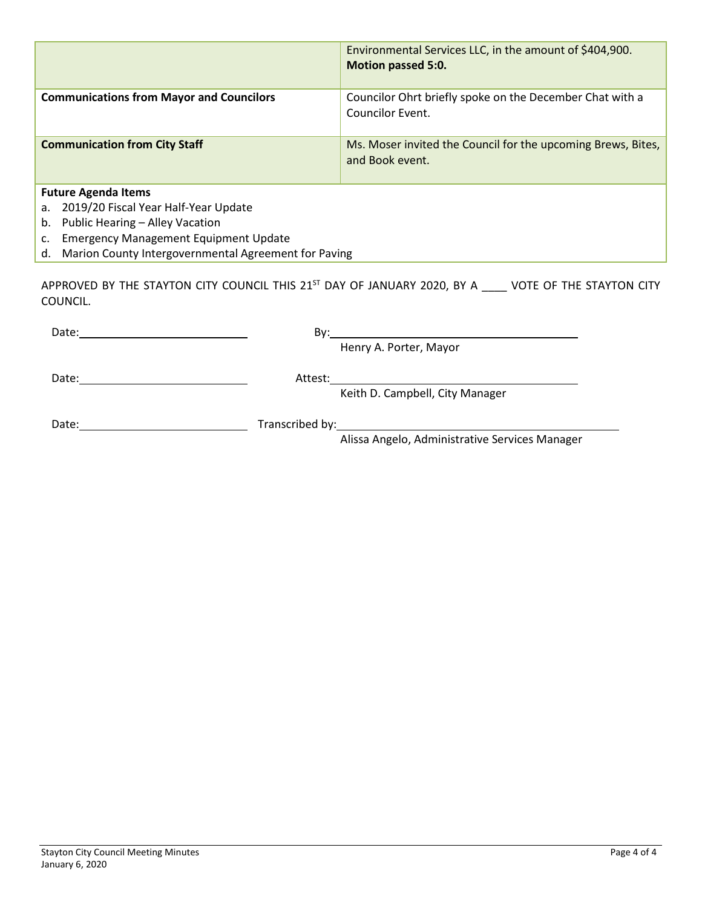| | |
|---|---|
| | Environmental Services LLC, in the amount of $404,900. **Motion passed 5:0.** |
| **Communications from Mayor and Councilors** | Councilor Ohrt briefly spoke on the December Chat with a Councilor Event. |
| **Communication from City Staff** | Ms. Moser invited the Council for the upcoming Brews, Bites, and Book event. |

**Future Agenda Items**

a. 2019/20 Fiscal Year Half-Year Update
b. Public Hearing – Alley Vacation
c. Emergency Management Equipment Update
d. Marion County Intergovernmental Agreement for Paving

APPROVED BY THE STAYTON CITY COUNCIL THIS 21ST DAY OF JANUARY 2020, BY A ____ VOTE OF THE STAYTON CITY COUNCIL.

Date:____________________ By:______________________________
Henry A. Porter, Mayor

Date:____________________ Attest:______________________________
Keith D. Campbell, City Manager

Date:____________________ Transcribed by:______________________________
Alissa Angelo, Administrative Services Manager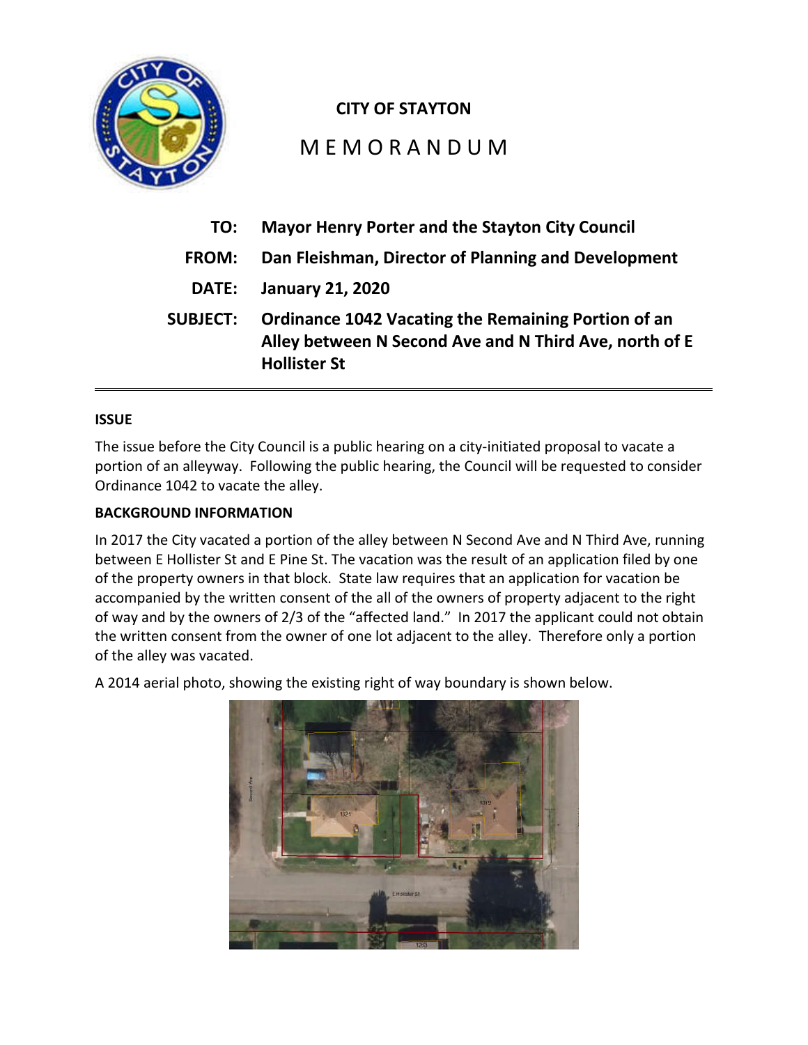**CITY OF STAYTON**

# MEMORANDUM

| | |
|---|---|
| **TO:** | **Mayor Henry Porter and the Stayton City Council** |
| **FROM:** | **Dan Fleishman, Director of Planning and Development** |
| **DATE:** | **January 21, 2020** |
| **SUBJECT:** | **Ordinance 1042 Vacating the Remaining Portion of an Alley between N Second Ave and N Third Ave, north of E Hollister St** |

---

## ISSUE

The issue before the City Council is a public hearing on a city-initiated proposal to vacate a portion of an alleyway. Following the public hearing, the Council will be requested to consider Ordinance 1042 to vacate the alley.

## BACKGROUND INFORMATION

In 2017 the City vacated a portion of the alley between N Second Ave and N Third Ave, running between E Hollister St and E Pine St. The vacation was the result of an application filed by one of the property owners in that block. State law requires that an application for vacation be accompanied by the written consent of the all of the owners of property adjacent to the right of way and by the owners of 2/3 of the "affected land." In 2017 the applicant could not obtain the written consent from the owner of one lot adjacent to the alley. Therefore only a portion of the alley was vacated.

A 2014 aerial photo, showing the existing right of way boundary is shown below.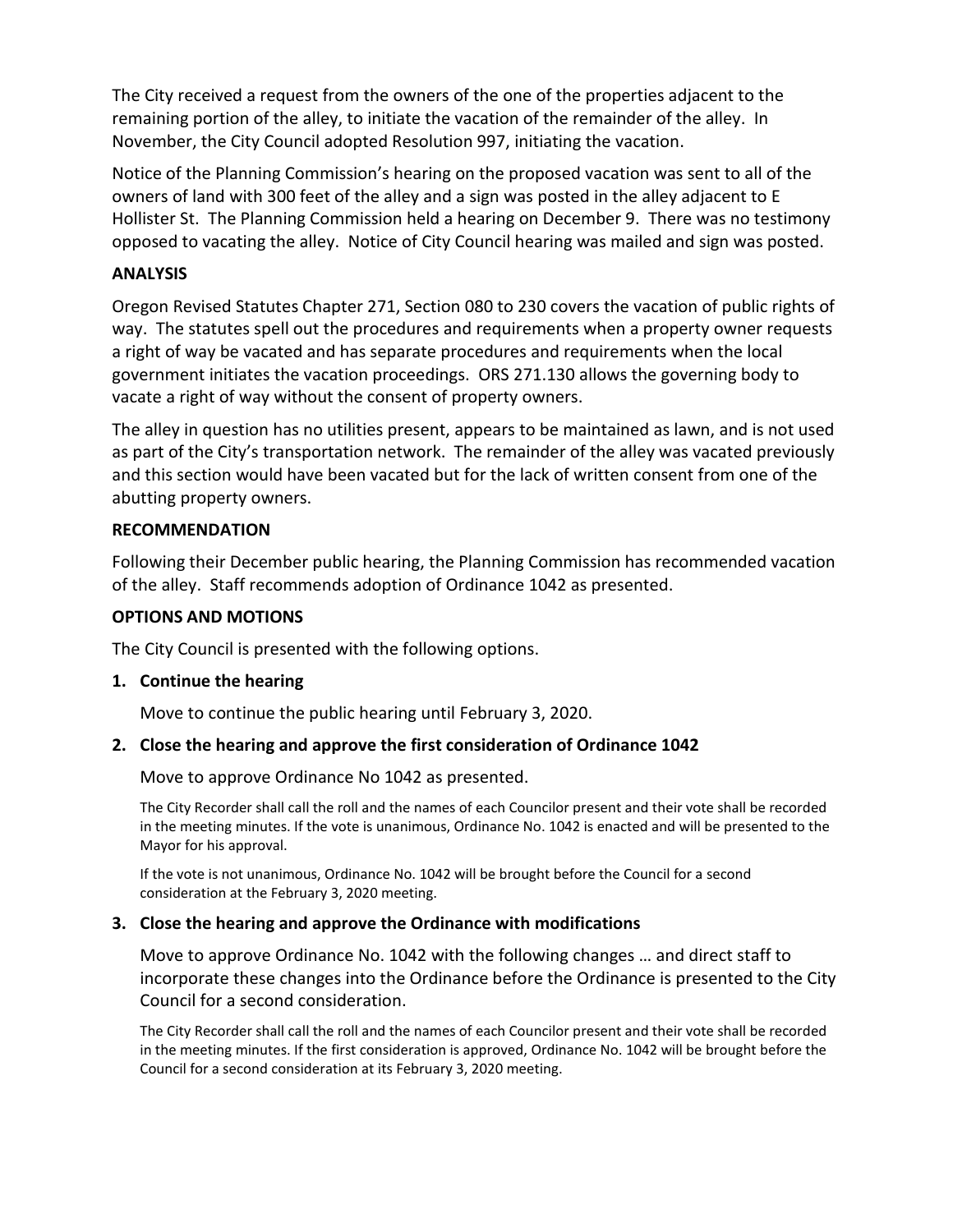The City received a request from the owners of the one of the properties adjacent to the remaining portion of the alley, to initiate the vacation of the remainder of the alley. In November, the City Council adopted Resolution 997, initiating the vacation.

Notice of the Planning Commission's hearing on the proposed vacation was sent to all of the owners of land with 300 feet of the alley and a sign was posted in the alley adjacent to E Hollister St. The Planning Commission held a hearing on December 9. There was no testimony opposed to vacating the alley. Notice of City Council hearing was mailed and sign was posted.

**ANALYSIS**

Oregon Revised Statutes Chapter 271, Section 080 to 230 covers the vacation of public rights of way. The statutes spell out the procedures and requirements when a property owner requests a right of way be vacated and has separate procedures and requirements when the local government initiates the vacation proceedings. ORS 271.130 allows the governing body to vacate a right of way without the consent of property owners.

The alley in question has no utilities present, appears to be maintained as lawn, and is not used as part of the City's transportation network. The remainder of the alley was vacated previously and this section would have been vacated but for the lack of written consent from one of the abutting property owners.

**RECOMMENDATION**

Following their December public hearing, the Planning Commission has recommended vacation of the alley. Staff recommends adoption of Ordinance 1042 as presented.

**OPTIONS AND MOTIONS**

The City Council is presented with the following options.

**1. Continue the hearing**

Move to continue the public hearing until February 3, 2020.

**2. Close the hearing and approve the first consideration of Ordinance 1042**

Move to approve Ordinance No 1042 as presented.

The City Recorder shall call the roll and the names of each Councilor present and their vote shall be recorded in the meeting minutes. If the vote is unanimous, Ordinance No. 1042 is enacted and will be presented to the Mayor for his approval.

If the vote is not unanimous, Ordinance No. 1042 will be brought before the Council for a second consideration at the February 3, 2020 meeting.

**3. Close the hearing and approve the Ordinance with modifications**

Move to approve Ordinance No. 1042 with the following changes … and direct staff to incorporate these changes into the Ordinance before the Ordinance is presented to the City Council for a second consideration.

The City Recorder shall call the roll and the names of each Councilor present and their vote shall be recorded in the meeting minutes. If the first consideration is approved, Ordinance No. 1042 will be brought before the Council for a second consideration at its February 3, 2020 meeting.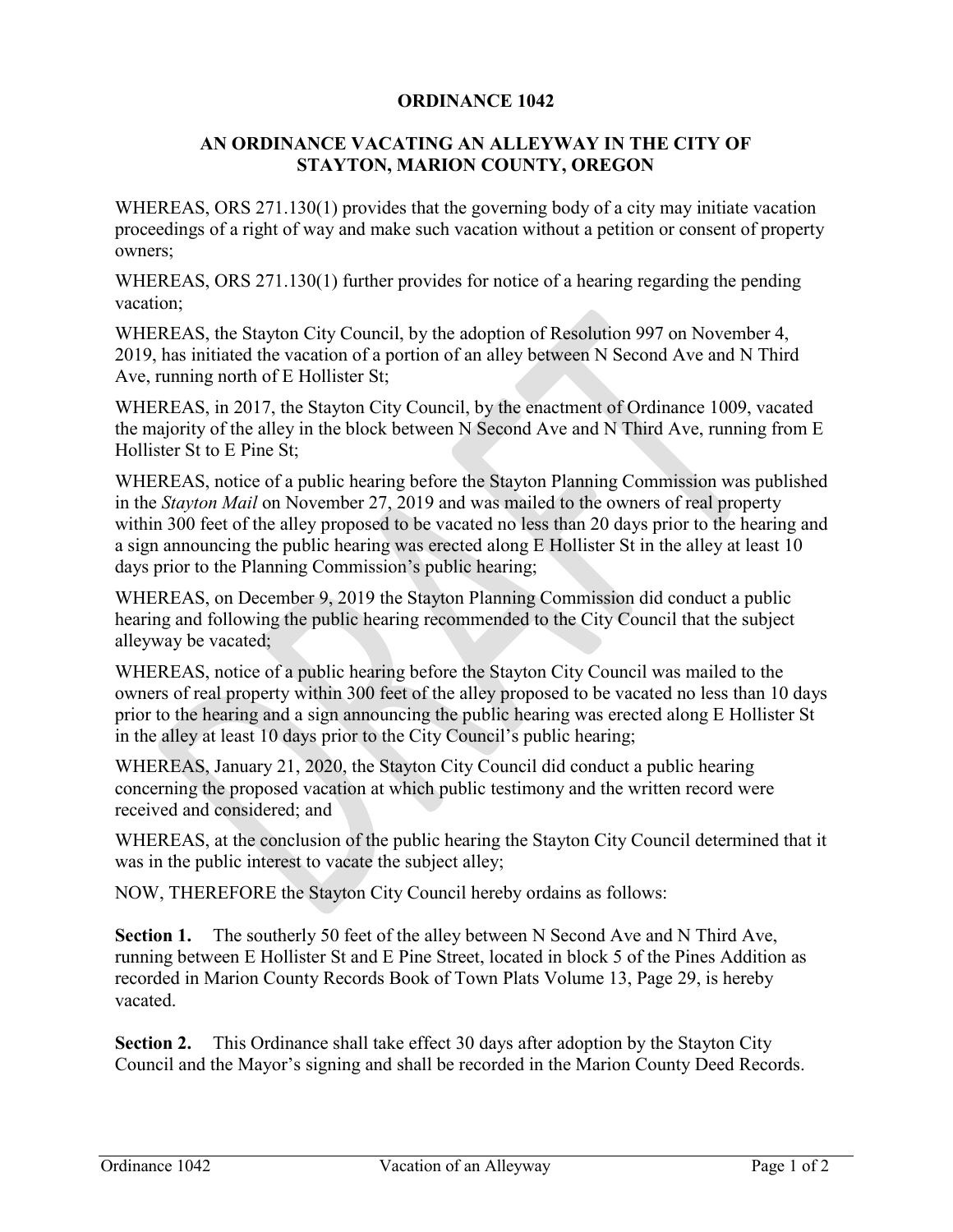# ORDINANCE 1042

## AN ORDINANCE VACATING AN ALLEYWAY IN THE CITY OF STAYTON, MARION COUNTY, OREGON

WHEREAS, ORS 271.130(1) provides that the governing body of a city may initiate vacation proceedings of a right of way and make such vacation without a petition or consent of property owners;

WHEREAS, ORS 271.130(1) further provides for notice of a hearing regarding the pending vacation;

WHEREAS, the Stayton City Council, by the adoption of Resolution 997 on November 4, 2019, has initiated the vacation of a portion of an alley between N Second Ave and N Third Ave, running north of E Hollister St;

WHEREAS, in 2017, the Stayton City Council, by the enactment of Ordinance 1009, vacated the majority of the alley in the block between N Second Ave and N Third Ave, running from E Hollister St to E Pine St;

WHEREAS, notice of a public hearing before the Stayton Planning Commission was published in the *Stayton Mail* on November 27, 2019 and was mailed to the owners of real property within 300 feet of the alley proposed to be vacated no less than 20 days prior to the hearing and a sign announcing the public hearing was erected along E Hollister St in the alley at least 10 days prior to the Planning Commission's public hearing;

WHEREAS, on December 9, 2019 the Stayton Planning Commission did conduct a public hearing and following the public hearing recommended to the City Council that the subject alleyway be vacated;

WHEREAS, notice of a public hearing before the Stayton City Council was mailed to the owners of real property within 300 feet of the alley proposed to be vacated no less than 10 days prior to the hearing and a sign announcing the public hearing was erected along E Hollister St in the alley at least 10 days prior to the City Council's public hearing;

WHEREAS, January 21, 2020, the Stayton City Council did conduct a public hearing concerning the proposed vacation at which public testimony and the written record were received and considered; and

WHEREAS, at the conclusion of the public hearing the Stayton City Council determined that it was in the public interest to vacate the subject alley;

NOW, THEREFORE the Stayton City Council hereby ordains as follows:

**Section 1.** The southerly 50 feet of the alley between N Second Ave and N Third Ave, running between E Hollister St and E Pine Street, located in block 5 of the Pines Addition as recorded in Marion County Records Book of Town Plats Volume 13, Page 29, is hereby vacated.

**Section 2.** This Ordinance shall take effect 30 days after adoption by the Stayton City Council and the Mayor's signing and shall be recorded in the Marion County Deed Records.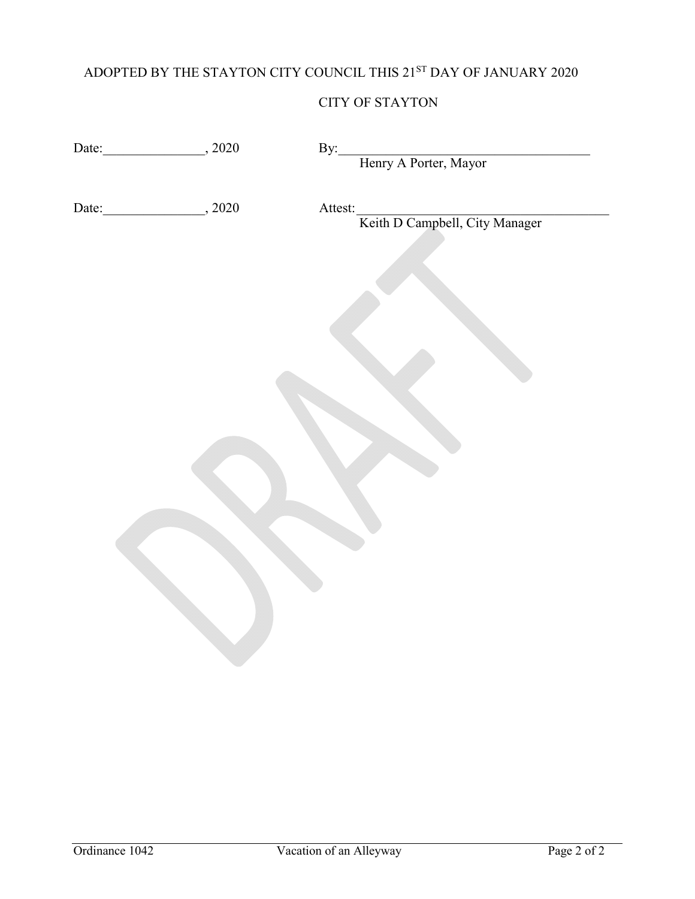ADOPTED BY THE STAYTON CITY COUNCIL THIS 21ST DAY OF JANUARY 2020

CITY OF STAYTON

Date:_______________, 2020 By:______________________________________
Henry A Porter, Mayor

Date:_______________, 2020 Attest:____________________________________
Keith D Campbell, City Manager

DRAFT